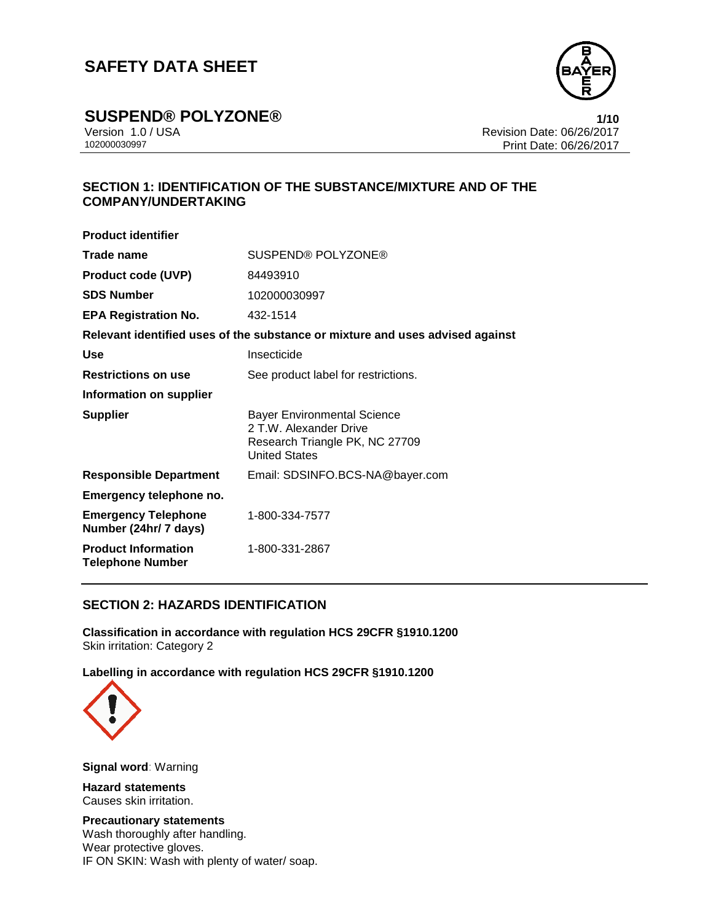# SAFETY DATA SHEET

## SUSPEND® POLYZONE®

Version 1.0 / USA
102000030997

Revision Date: 06/26/2017
Print Date: 06/26/2017

## SECTION 1: IDENTIFICATION OF THE SUBSTANCE/MIXTURE AND OF THE COMPANY/UNDERTAKING

**Product identifier**

| | |
|---|---|
| **Trade name** | SUSPEND® POLYZONE® |
| **Product code (UVP)** | 84493910 |
| **SDS Number** | 102000030997 |
| **EPA Registration No.** | 432-1514 |

**Relevant identified uses of the substance or mixture and uses advised against**

| | |
|---|---|
| **Use** | Insecticide |
| **Restrictions on use** | See product label for restrictions. |

**Information on supplier**

| | |
|---|---|
| **Supplier** | Bayer Environmental Science<br>2 T.W. Alexander Drive<br>Research Triangle PK, NC 27709<br>United States |
| **Responsible Department** | Email: SDSINFO.BCS-NA@bayer.com |

**Emergency telephone no.**

| | |
|---|---|
| **Emergency Telephone Number (24hr/ 7 days)** | 1-800-334-7577 |
| **Product Information Telephone Number** | 1-800-331-2867 |

## SECTION 2: HAZARDS IDENTIFICATION

**Classification in accordance with regulation HCS 29CFR §1910.1200**
Skin irritation: Category 2

**Labelling in accordance with regulation HCS 29CFR §1910.1200**

**Signal word**: Warning

**Hazard statements**
Causes skin irritation.

**Precautionary statements**
Wash thoroughly after handling.
Wear protective gloves.
IF ON SKIN: Wash with plenty of water/ soap.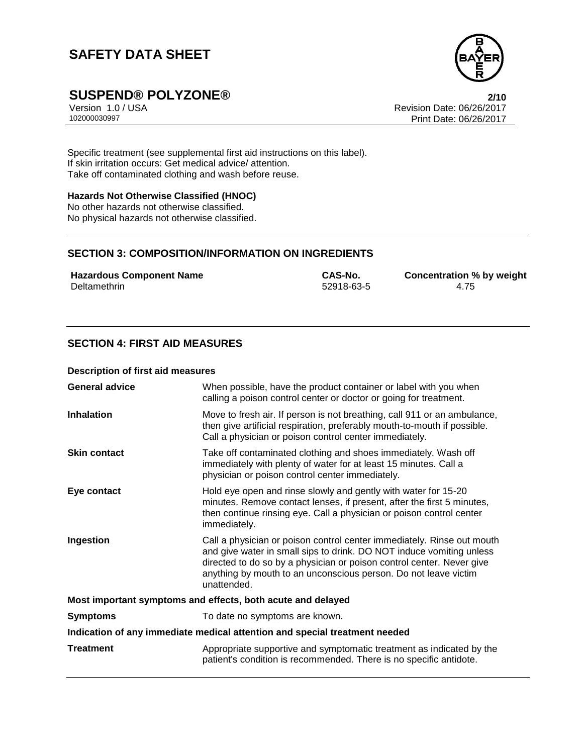Specific treatment (see supplemental first aid instructions on this label).
If skin irritation occurs: Get medical advice/ attention.
Take off contaminated clothing and wash before reuse.

**Hazards Not Otherwise Classified (HNOC)**
No other hazards not otherwise classified.
No physical hazards not otherwise classified.

## SECTION 3: COMPOSITION/INFORMATION ON INGREDIENTS

| Hazardous Component Name | CAS-No. | Concentration % by weight |
|---|---|---|
| Deltamethrin | 52918-63-5 | 4.75 |

## SECTION 4: FIRST AID MEASURES

**Description of first aid measures**

| | |
|---|---|
| **General advice** | When possible, have the product container or label with you when calling a poison control center or doctor or going for treatment. |
| **Inhalation** | Move to fresh air. If person is not breathing, call 911 or an ambulance, then give artificial respiration, preferably mouth-to-mouth if possible. Call a physician or poison control center immediately. |
| **Skin contact** | Take off contaminated clothing and shoes immediately. Wash off immediately with plenty of water for at least 15 minutes. Call a physician or poison control center immediately. |
| **Eye contact** | Hold eye open and rinse slowly and gently with water for 15-20 minutes. Remove contact lenses, if present, after the first 5 minutes, then continue rinsing eye. Call a physician or poison control center immediately. |
| **Ingestion** | Call a physician or poison control center immediately. Rinse out mouth and give water in small sips to drink. DO NOT induce vomiting unless directed to do so by a physician or poison control center. Never give anything by mouth to an unconscious person. Do not leave victim unattended. |

**Most important symptoms and effects, both acute and delayed**

| | |
|---|---|
| **Symptoms** | To date no symptoms are known. |

**Indication of any immediate medical attention and special treatment needed**

| | |
|---|---|
| **Treatment** | Appropriate supportive and symptomatic treatment as indicated by the patient's condition is recommended. There is no specific antidote. |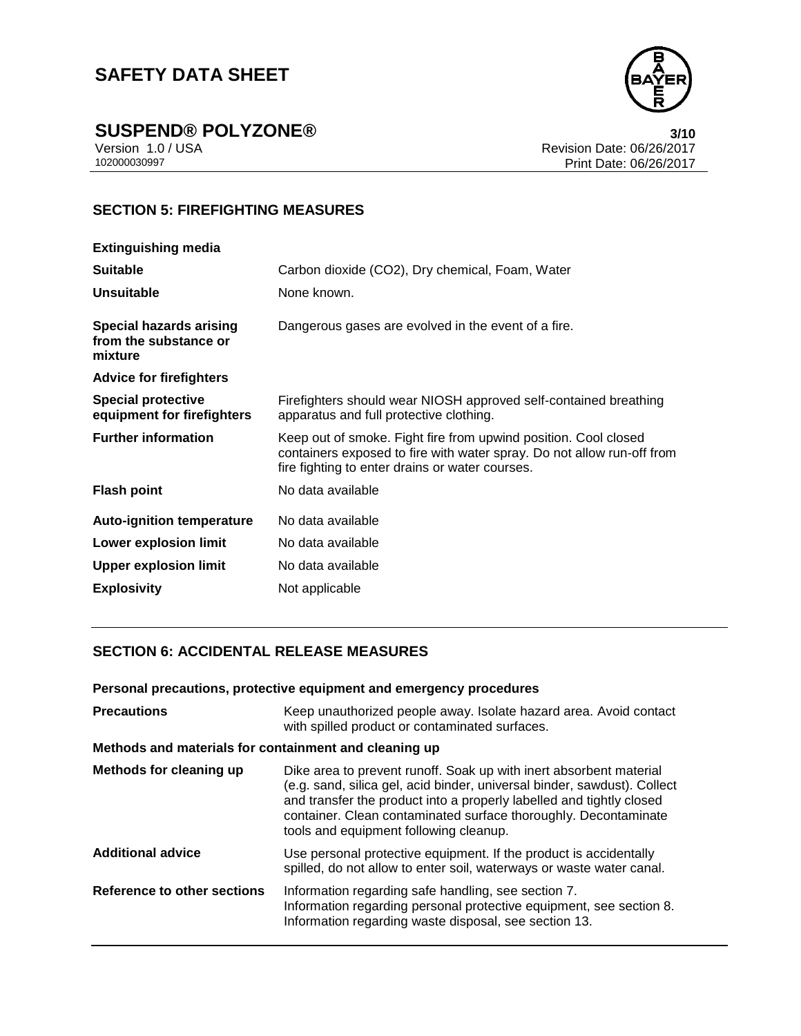## SECTION 5: FIREFIGHTING MEASURES

**Extinguishing media**

| | |
|---|---|
| **Suitable** | Carbon dioxide ($CO_2$), Dry chemical, Foam, Water |
| **Unsuitable** | None known. |
| **Special hazards arising from the substance or mixture** | Dangerous gases are evolved in the event of a fire. |

**Advice for firefighters**

| | |
|---|---|
| **Special protective equipment for firefighters** | Firefighters should wear NIOSH approved self-contained breathing apparatus and full protective clothing. |
| **Further information** | Keep out of smoke. Fight fire from upwind position. Cool closed containers exposed to fire with water spray. Do not allow run-off from fire fighting to enter drains or water courses. |
| **Flash point** | No data available |
| **Auto-ignition temperature** | No data available |
| **Lower explosion limit** | No data available |
| **Upper explosion limit** | No data available |
| **Explosivity** | Not applicable |

## SECTION 6: ACCIDENTAL RELEASE MEASURES

**Personal precautions, protective equipment and emergency procedures**

| | |
|---|---|
| **Precautions** | Keep unauthorized people away. Isolate hazard area. Avoid contact with spilled product or contaminated surfaces. |

**Methods and materials for containment and cleaning up**

| | |
|---|---|
| **Methods for cleaning up** | Dike area to prevent runoff. Soak up with inert absorbent material (e.g. sand, silica gel, acid binder, universal binder, sawdust). Collect and transfer the product into a properly labelled and tightly closed container. Clean contaminated surface thoroughly. Decontaminate tools and equipment following cleanup. |
| **Additional advice** | Use personal protective equipment. If the product is accidentally spilled, do not allow to enter soil, waterways or waste water canal. |
| **Reference to other sections** | Information regarding safe handling, see section 7.<br>Information regarding personal protective equipment, see section 8.<br>Information regarding waste disposal, see section 13. |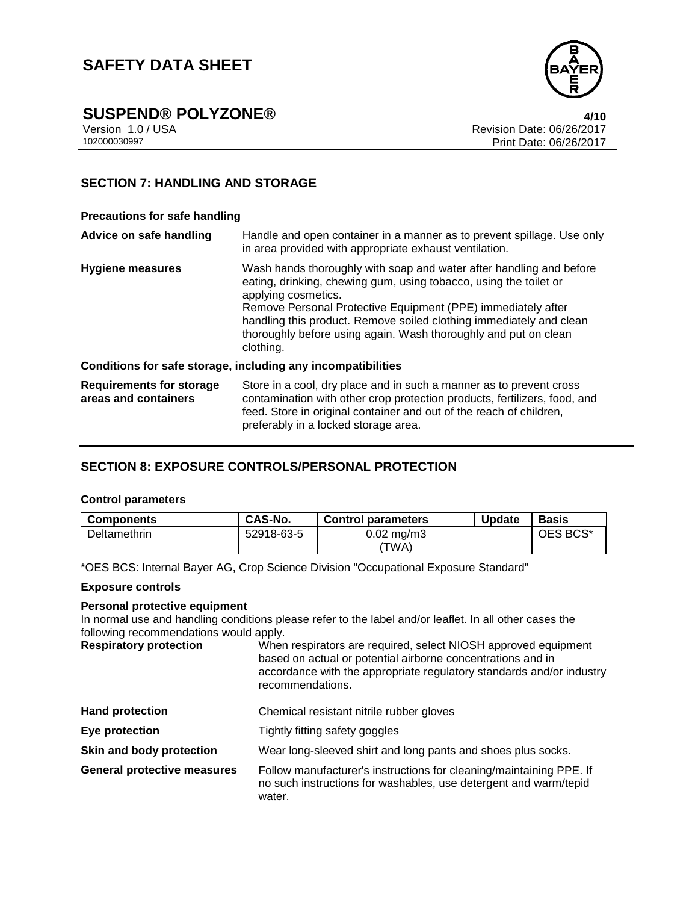## SECTION 7: HANDLING AND STORAGE

**Precautions for safe handling**

**Advice on safe handling** Handle and open container in a manner as to prevent spillage. Use only in area provided with appropriate exhaust ventilation.

**Hygiene measures** Wash hands thoroughly with soap and water after handling and before eating, drinking, chewing gum, using tobacco, using the toilet or applying cosmetics.
Remove Personal Protective Equipment (PPE) immediately after handling this product. Remove soiled clothing immediately and clean thoroughly before using again. Wash thoroughly and put on clean clothing.

**Conditions for safe storage, including any incompatibilities**

**Requirements for storage areas and containers** Store in a cool, dry place and in such a manner as to prevent cross contamination with other crop protection products, fertilizers, food, and feed. Store in original container and out of the reach of children, preferably in a locked storage area.

## SECTION 8: EXPOSURE CONTROLS/PERSONAL PROTECTION

**Control parameters**

| Components | CAS-No. | Control parameters | Update | Basis |
|---|---|---|---|---|
| Deltamethrin | 52918-63-5 | 0.02 mg/m3 (TWA) | | OES BCS* |

*OES BCS: Internal Bayer AG, Crop Science Division "Occupational Exposure Standard"

**Exposure controls**

**Personal protective equipment**

In normal use and handling conditions please refer to the label and/or leaflet. In all other cases the following recommendations would apply.

**Respiratory protection** When respirators are required, select NIOSH approved equipment based on actual or potential airborne concentrations and in accordance with the appropriate regulatory standards and/or industry recommendations.

**Hand protection** Chemical resistant nitrile rubber gloves

**Eye protection** Tightly fitting safety goggles

**Skin and body protection** Wear long-sleeved shirt and long pants and shoes plus socks.

**General protective measures** Follow manufacturer's instructions for cleaning/maintaining PPE. If no such instructions for washables, use detergent and warm/tepid water.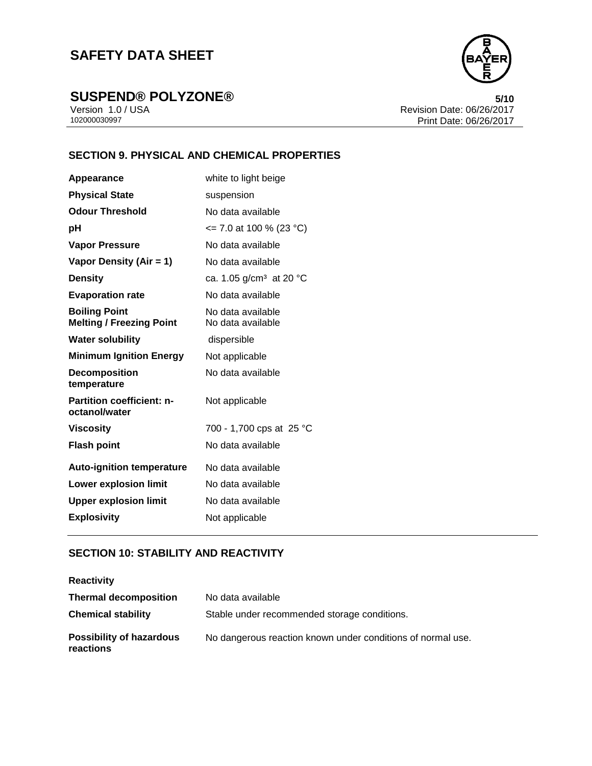## SECTION 9. PHYSICAL AND CHEMICAL PROPERTIES

| | |
|---|---|
| **Appearance** | white to light beige |
| **Physical State** | suspension |
| **Odour Threshold** | No data available |
| **pH** | <= 7.0 at 100 % (23 °C) |
| **Vapor Pressure** | No data available |
| **Vapor Density (Air = 1)** | No data available |
| **Density** | ca. 1.05 g/cm³ at 20 °C |
| **Evaporation rate** | No data available |
| **Boiling Point** | No data available |
| **Melting / Freezing Point** | No data available |
| **Water solubility** | dispersible |
| **Minimum Ignition Energy** | Not applicable |
| **Decomposition temperature** | No data available |
| **Partition coefficient: n-octanol/water** | Not applicable |
| **Viscosity** | 700 - 1,700 cps at 25 °C |
| **Flash point** | No data available |
| **Auto-ignition temperature** | No data available |
| **Lower explosion limit** | No data available |
| **Upper explosion limit** | No data available |
| **Explosivity** | Not applicable |

## SECTION 10: STABILITY AND REACTIVITY

**Reactivity**

| | |
|---|---|
| **Thermal decomposition** | No data available |
| **Chemical stability** | Stable under recommended storage conditions. |
| **Possibility of hazardous reactions** | No dangerous reaction known under conditions of normal use. |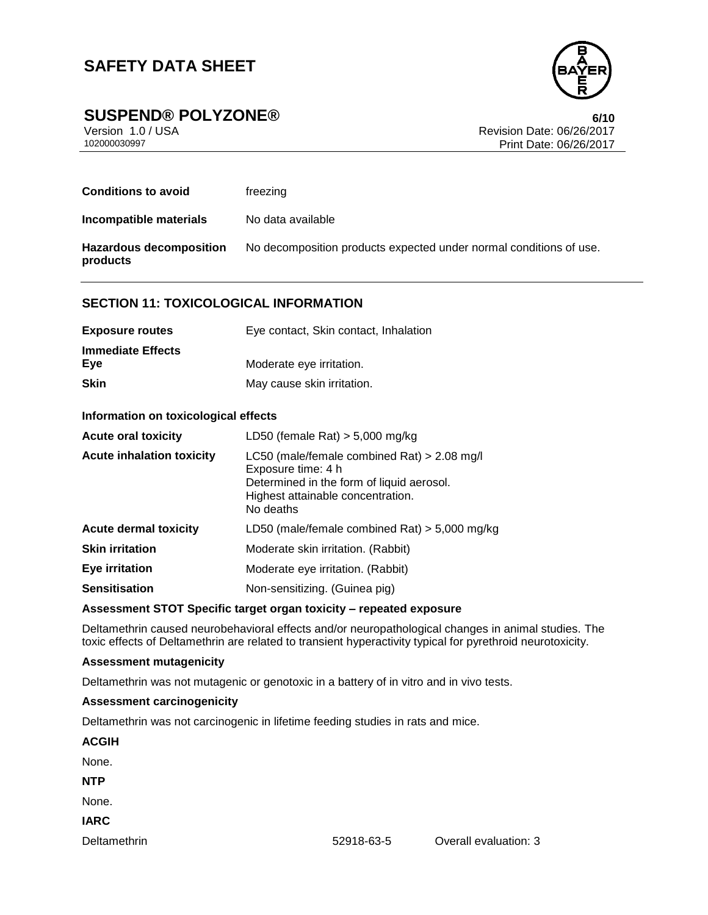| | |
|---|---|
| **Conditions to avoid** | freezing |
| **Incompatible materials** | No data available |
| **Hazardous decomposition products** | No decomposition products expected under normal conditions of use. |

## SECTION 11: TOXICOLOGICAL INFORMATION

| | |
|---|---|
| **Exposure routes** | Eye contact, Skin contact, Inhalation |
| **Immediate Effects** | |
| **Eye** | Moderate eye irritation. |
| **Skin** | May cause skin irritation. |

**Information on toxicological effects**

| | |
|---|---|
| **Acute oral toxicity** | LD50 (female Rat) > 5,000 mg/kg |
| **Acute inhalation toxicity** | LC50 (male/female combined Rat) > 2.08 mg/l<br>Exposure time: 4 h<br>Determined in the form of liquid aerosol.<br>Highest attainable concentration.<br>No deaths |
| **Acute dermal toxicity** | LD50 (male/female combined Rat) > 5,000 mg/kg |
| **Skin irritation** | Moderate skin irritation. (Rabbit) |
| **Eye irritation** | Moderate eye irritation. (Rabbit) |
| **Sensitisation** | Non-sensitizing. (Guinea pig) |

**Assessment STOT Specific target organ toxicity – repeated exposure**

Deltamethrin caused neurobehavioral effects and/or neuropathological changes in animal studies. The toxic effects of Deltamethrin are related to transient hyperactivity typical for pyrethroid neurotoxicity.

**Assessment mutagenicity**

Deltamethrin was not mutagenic or genotoxic in a battery of in vitro and in vivo tests.

**Assessment carcinogenicity**

Deltamethrin was not carcinogenic in lifetime feeding studies in rats and mice.

**ACGIH**

None.

**NTP**

None.

**IARC**

| | | |
|---|---|---|
| Deltamethrin | 52918-63-5 | Overall evaluation: 3 |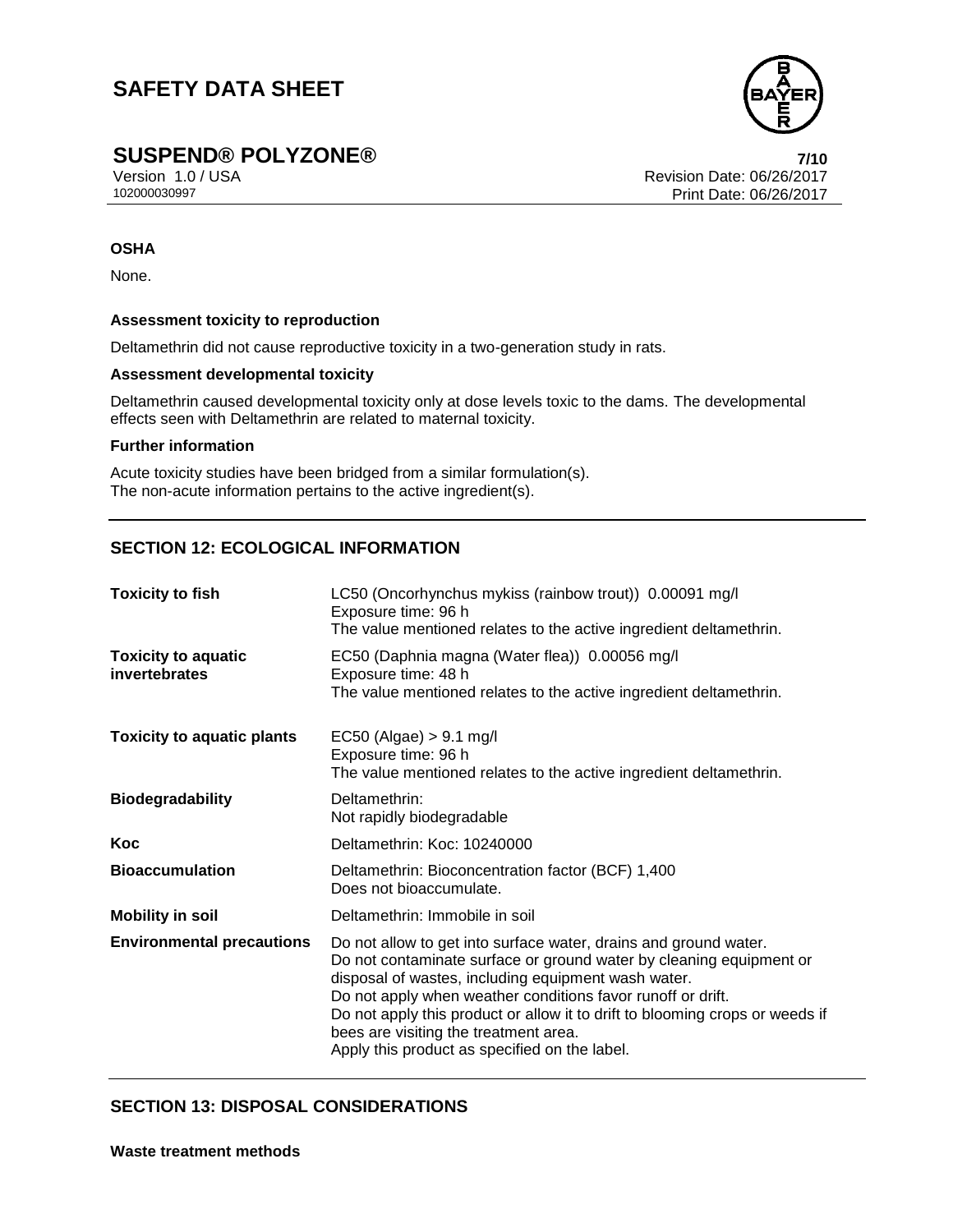**OSHA**

None.

**Assessment toxicity to reproduction**

Deltamethrin did not cause reproductive toxicity in a two-generation study in rats.

**Assessment developmental toxicity**

Deltamethrin caused developmental toxicity only at dose levels toxic to the dams. The developmental effects seen with Deltamethrin are related to maternal toxicity.

**Further information**

Acute toxicity studies have been bridged from a similar formulation(s).
The non-acute information pertains to the active ingredient(s).

## SECTION 12: ECOLOGICAL INFORMATION

| | |
|---|---|
| **Toxicity to fish** | LC50 (Oncorhynchus mykiss (rainbow trout)) 0.00091 mg/l<br>Exposure time: 96 h<br>The value mentioned relates to the active ingredient deltamethrin. |
| **Toxicity to aquatic invertebrates** | EC50 (Daphnia magna (Water flea)) 0.00056 mg/l<br>Exposure time: 48 h<br>The value mentioned relates to the active ingredient deltamethrin. |
| **Toxicity to aquatic plants** | EC50 (Algae) > 9.1 mg/l<br>Exposure time: 96 h<br>The value mentioned relates to the active ingredient deltamethrin. |
| **Biodegradability** | Deltamethrin:<br>Not rapidly biodegradable |
| **Koc** | Deltamethrin: Koc: 10240000 |
| **Bioaccumulation** | Deltamethrin: Bioconcentration factor (BCF) 1,400<br>Does not bioaccumulate. |
| **Mobility in soil** | Deltamethrin: Immobile in soil |
| **Environmental precautions** | Do not allow to get into surface water, drains and ground water.<br>Do not contaminate surface or ground water by cleaning equipment or disposal of wastes, including equipment wash water.<br>Do not apply when weather conditions favor runoff or drift.<br>Do not apply this product or allow it to drift to blooming crops or weeds if bees are visiting the treatment area.<br>Apply this product as specified on the label. |

## SECTION 13: DISPOSAL CONSIDERATIONS

**Waste treatment methods**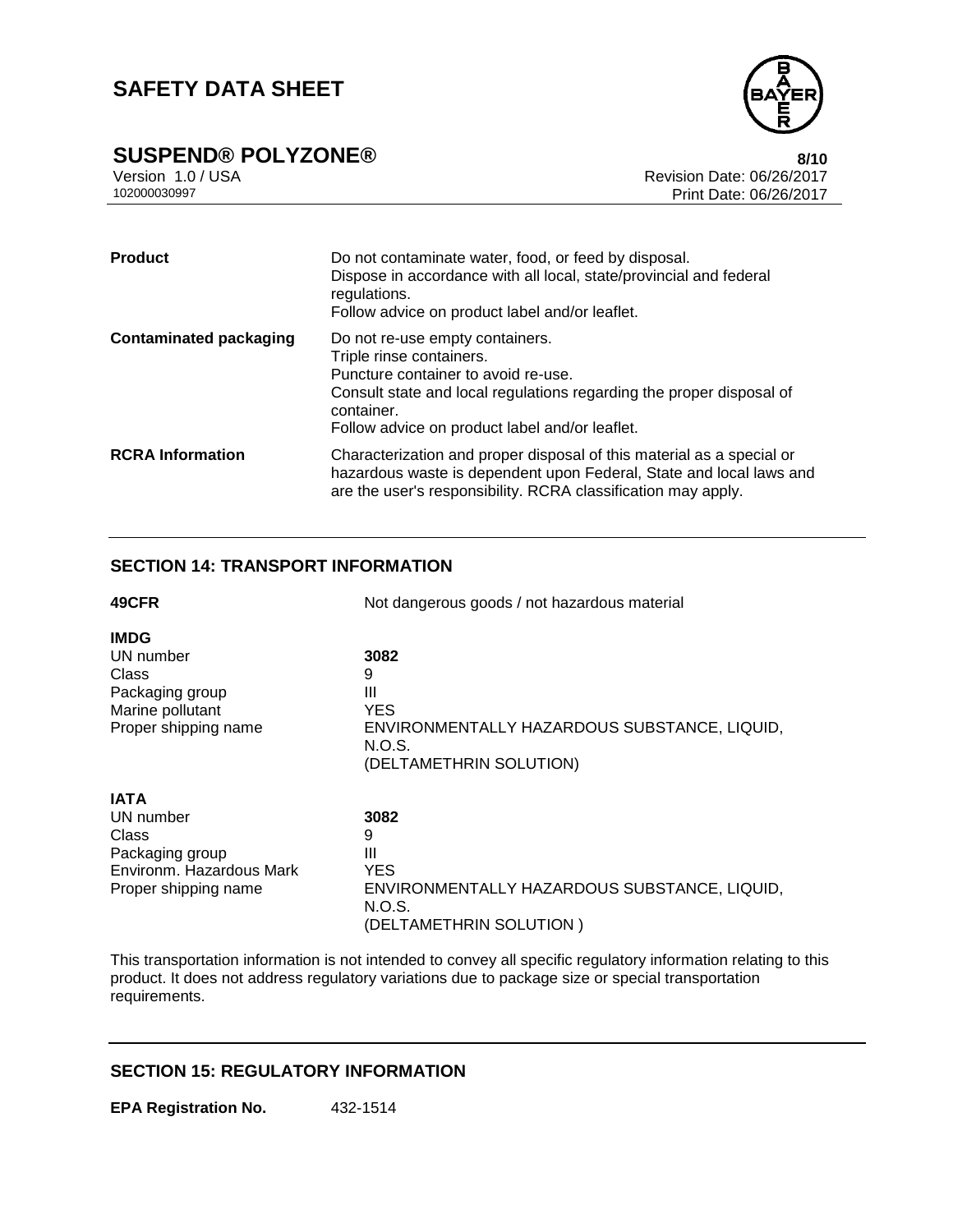| | |
|---|---|
| **Product** | Do not contaminate water, food, or feed by disposal.<br>Dispose in accordance with all local, state/provincial and federal regulations.<br>Follow advice on product label and/or leaflet. |
| **Contaminated packaging** | Do not re-use empty containers.<br>Triple rinse containers.<br>Puncture container to avoid re-use.<br>Consult state and local regulations regarding the proper disposal of container.<br>Follow advice on product label and/or leaflet. |
| **RCRA Information** | Characterization and proper disposal of this material as a special or hazardous waste is dependent upon Federal, State and local laws and are the user's responsibility. RCRA classification may apply. |

## SECTION 14: TRANSPORT INFORMATION

| | |
|---|---|
| **49CFR** | Not dangerous goods / not hazardous material |

**IMDG**

| | |
|---|---|
| UN number | **3082** |
| Class | 9 |
| Packaging group | III |
| Marine pollutant | YES |
| Proper shipping name | ENVIRONMENTALLY HAZARDOUS SUBSTANCE, LIQUID, N.O.S.<br>(DELTAMETHRIN SOLUTION) |

**IATA**

| | |
|---|---|
| UN number | **3082** |
| Class | 9 |
| Packaging group | III |
| Environm. Hazardous Mark | YES |
| Proper shipping name | ENVIRONMENTALLY HAZARDOUS SUBSTANCE, LIQUID, N.O.S.<br>(DELTAMETHRIN SOLUTION ) |

This transportation information is not intended to convey all specific regulatory information relating to this product. It does not address regulatory variations due to package size or special transportation requirements.

## SECTION 15: REGULATORY INFORMATION

**EPA Registration No.** 432-1514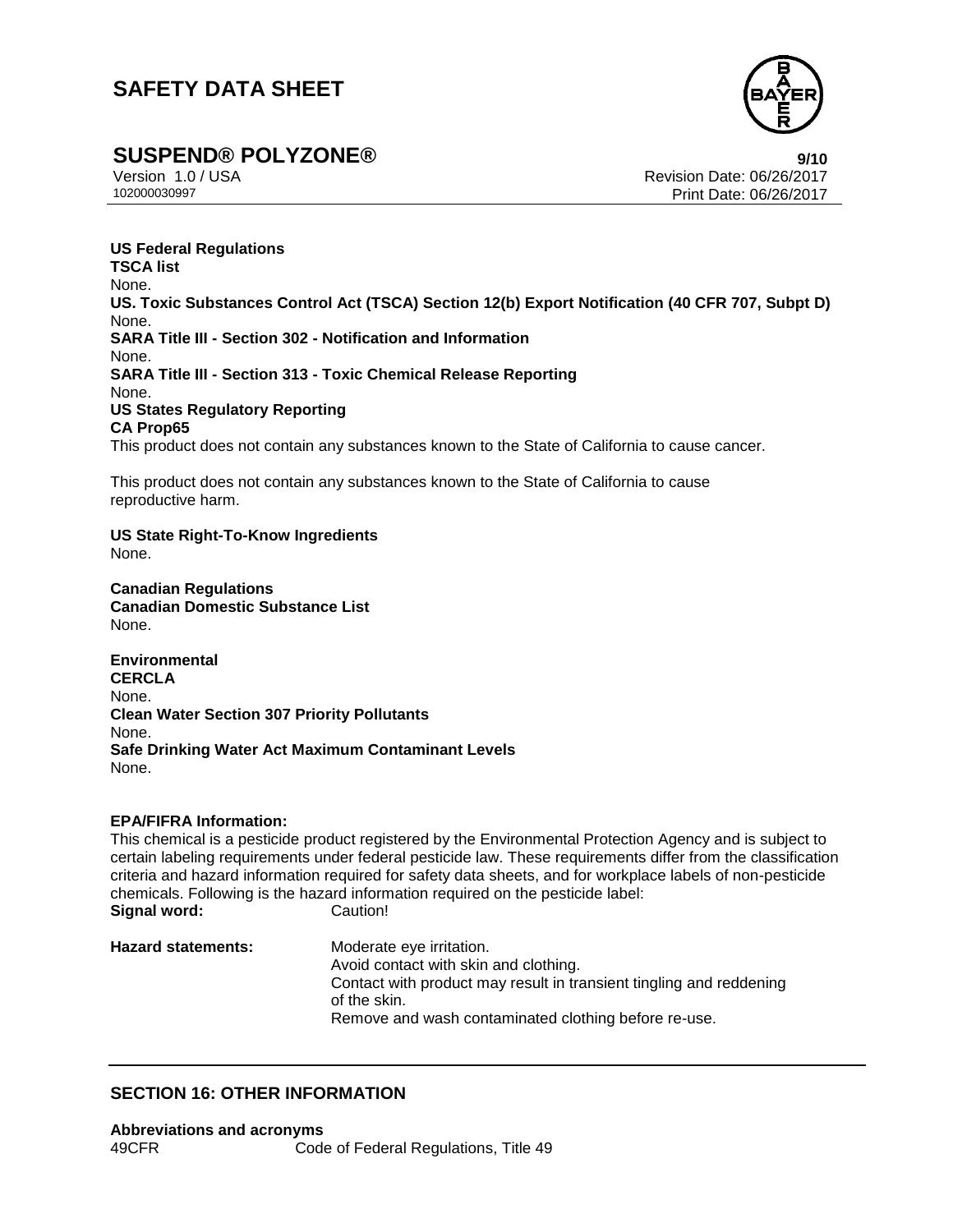**US Federal Regulations**

**TSCA list**

None.

**US. Toxic Substances Control Act (TSCA) Section 12(b) Export Notification (40 CFR 707, Subpt D)**

None.

**SARA Title III - Section 302 - Notification and Information**

None.

**SARA Title III - Section 313 - Toxic Chemical Release Reporting**

None.

**US States Regulatory Reporting**

**CA Prop65**

This product does not contain any substances known to the State of California to cause cancer.

This product does not contain any substances known to the State of California to cause reproductive harm.

**US State Right-To-Know Ingredients**

None.

**Canadian Regulations**

**Canadian Domestic Substance List**

None.

**Environmental**

**CERCLA**

None.

**Clean Water Section 307 Priority Pollutants**

None.

**Safe Drinking Water Act Maximum Contaminant Levels**

None.

**EPA/FIFRA Information:**

This chemical is a pesticide product registered by the Environmental Protection Agency and is subject to certain labeling requirements under federal pesticide law. These requirements differ from the classification criteria and hazard information required for safety data sheets, and for workplace labels of non-pesticide chemicals. Following is the hazard information required on the pesticide label:

**Signal word:** Caution!

**Hazard statements:** Moderate eye irritation.
Avoid contact with skin and clothing.
Contact with product may result in transient tingling and reddening of the skin.
Remove and wash contaminated clothing before re-use.

## SECTION 16: OTHER INFORMATION

**Abbreviations and acronyms**

49CFR Code of Federal Regulations, Title 49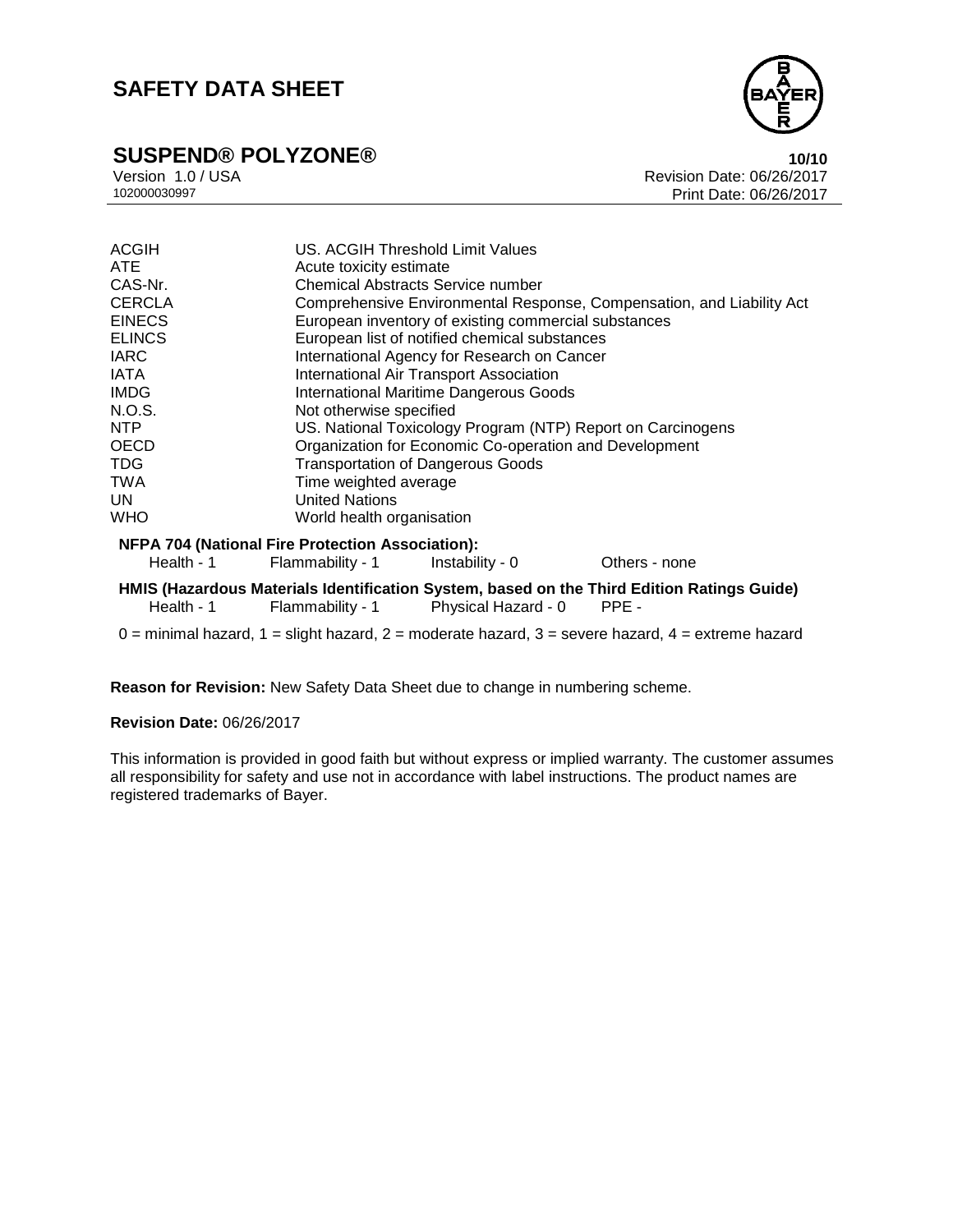| | |
|---|---|
| ACGIH | US. ACGIH Threshold Limit Values |
| ATE | Acute toxicity estimate |
| CAS-Nr. | Chemical Abstracts Service number |
| CERCLA | Comprehensive Environmental Response, Compensation, and Liability Act |
| EINECS | European inventory of existing commercial substances |
| ELINCS | European list of notified chemical substances |
| IARC | International Agency for Research on Cancer |
| IATA | International Air Transport Association |
| IMDG | International Maritime Dangerous Goods |
| N.O.S. | Not otherwise specified |
| NTP | US. National Toxicology Program (NTP) Report on Carcinogens |
| OECD | Organization for Economic Co-operation and Development |
| TDG | Transportation of Dangerous Goods |
| TWA | Time weighted average |
| UN | United Nations |
| WHO | World health organisation |

**NFPA 704 (National Fire Protection Association):**

| | | | |
|---|---|---|---|
| Health - 1 | Flammability - 1 | Instability - 0 | Others - none |

**HMIS (Hazardous Materials Identification System, based on the Third Edition Ratings Guide)**

| | | | |
|---|---|---|---|
| Health - 1 | Flammability - 1 | Physical Hazard - 0 | PPE - |

0 = minimal hazard, 1 = slight hazard, 2 = moderate hazard, 3 = severe hazard, 4 = extreme hazard

**Reason for Revision:** New Safety Data Sheet due to change in numbering scheme.

**Revision Date:** 06/26/2017

This information is provided in good faith but without express or implied warranty. The customer assumes all responsibility for safety and use not in accordance with label instructions. The product names are registered trademarks of Bayer.